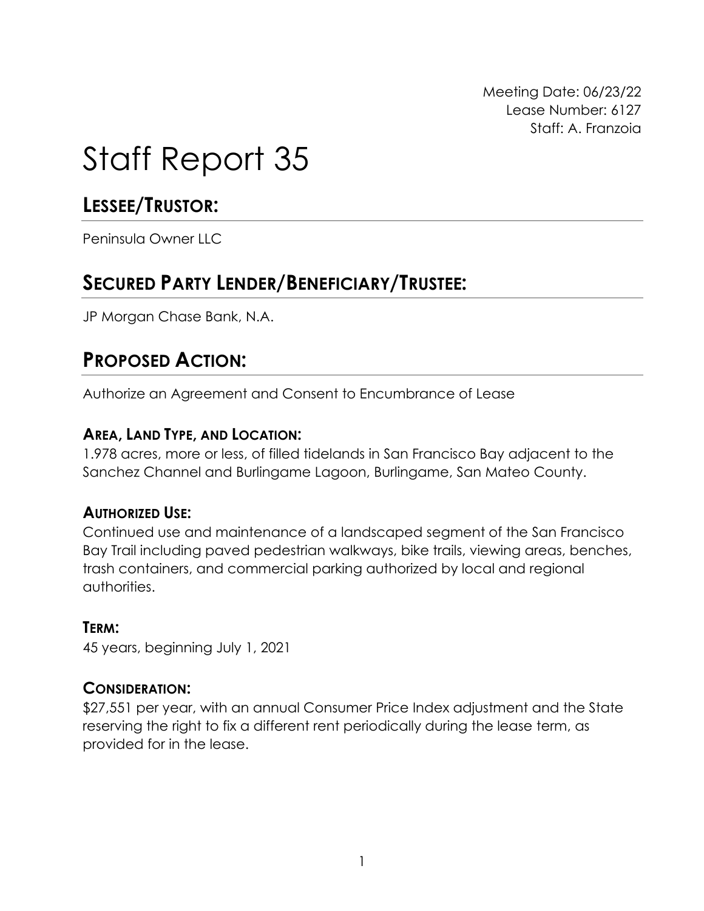Meeting Date: 06/23/22
Lease Number: 6127
Staff: A. Franzoia

# Staff Report 35

## LESSEE/TRUSTOR:

Peninsula Owner LLC

## SECURED PARTY LENDER/BENEFICIARY/TRUSTEE:

JP Morgan Chase Bank, N.A.

## PROPOSED ACTION:

Authorize an Agreement and Consent to Encumbrance of Lease

### AREA, LAND TYPE, AND LOCATION:

1.978 acres, more or less, of filled tidelands in San Francisco Bay adjacent to the Sanchez Channel and Burlingame Lagoon, Burlingame, San Mateo County.

### AUTHORIZED USE:

Continued use and maintenance of a landscaped segment of the San Francisco Bay Trail including paved pedestrian walkways, bike trails, viewing areas, benches, trash containers, and commercial parking authorized by local and regional authorities.

### TERM:

45 years, beginning July 1, 2021

### CONSIDERATION:

$27,551 per year, with an annual Consumer Price Index adjustment and the State reserving the right to fix a different rent periodically during the lease term, as provided for in the lease.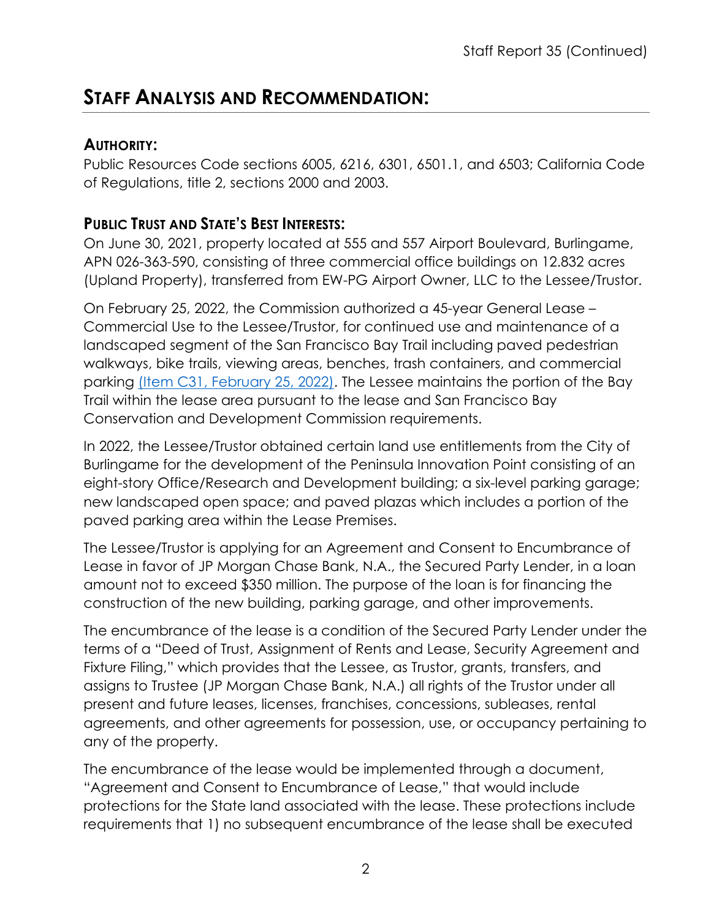## STAFF ANALYSIS AND RECOMMENDATION:

### AUTHORITY:

Public Resources Code sections 6005, 6216, 6301, 6501.1, and 6503; California Code of Regulations, title 2, sections 2000 and 2003.

### PUBLIC TRUST AND STATE'S BEST INTERESTS:

On June 30, 2021, property located at 555 and 557 Airport Boulevard, Burlingame, APN 026-363-590, consisting of three commercial office buildings on 12.832 acres (Upland Property), transferred from EW-PG Airport Owner, LLC to the Lessee/Trustor.

On February 25, 2022, the Commission authorized a 45-year General Lease – Commercial Use to the Lessee/Trustor, for continued use and maintenance of a landscaped segment of the San Francisco Bay Trail including paved pedestrian walkways, bike trails, viewing areas, benches, trash containers, and commercial parking (Item C31, February 25, 2022). The Lessee maintains the portion of the Bay Trail within the lease area pursuant to the lease and San Francisco Bay Conservation and Development Commission requirements.

In 2022, the Lessee/Trustor obtained certain land use entitlements from the City of Burlingame for the development of the Peninsula Innovation Point consisting of an eight-story Office/Research and Development building; a six-level parking garage; new landscaped open space; and paved plazas which includes a portion of the paved parking area within the Lease Premises.

The Lessee/Trustor is applying for an Agreement and Consent to Encumbrance of Lease in favor of JP Morgan Chase Bank, N.A., the Secured Party Lender, in a loan amount not to exceed $350 million. The purpose of the loan is for financing the construction of the new building, parking garage, and other improvements.

The encumbrance of the lease is a condition of the Secured Party Lender under the terms of a "Deed of Trust, Assignment of Rents and Lease, Security Agreement and Fixture Filing," which provides that the Lessee, as Trustor, grants, transfers, and assigns to Trustee (JP Morgan Chase Bank, N.A.) all rights of the Trustor under all present and future leases, licenses, franchises, concessions, subleases, rental agreements, and other agreements for possession, use, or occupancy pertaining to any of the property.

The encumbrance of the lease would be implemented through a document, "Agreement and Consent to Encumbrance of Lease," that would include protections for the State land associated with the lease. These protections include requirements that 1) no subsequent encumbrance of the lease shall be executed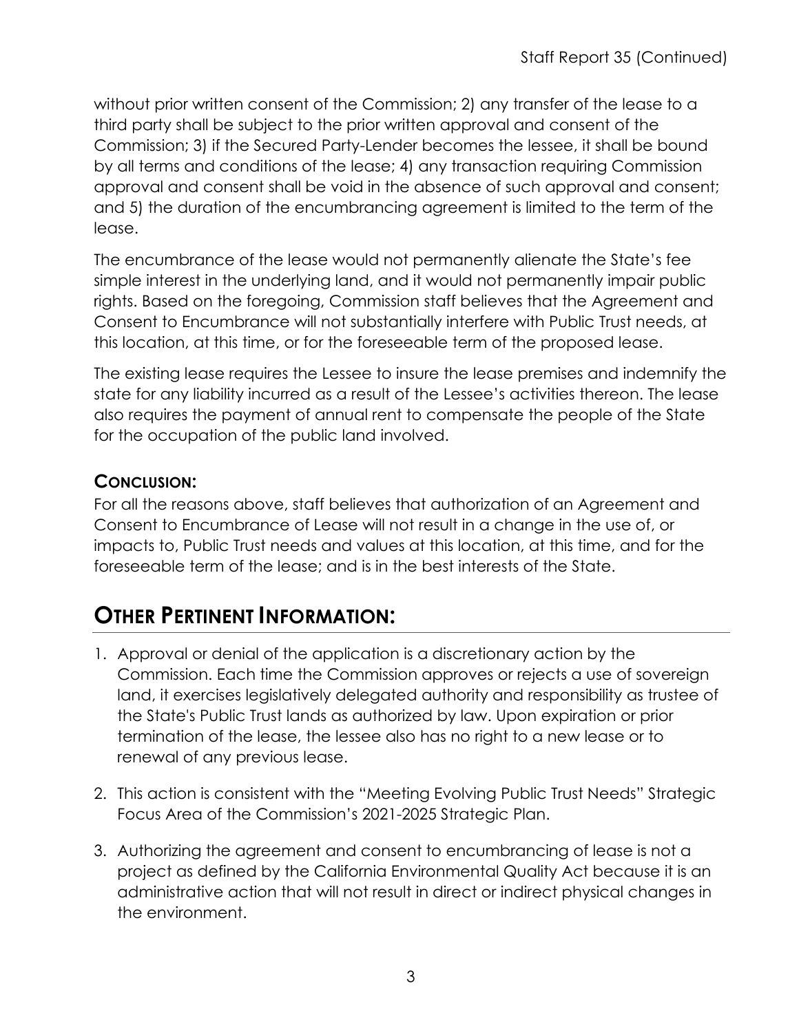without prior written consent of the Commission; 2) any transfer of the lease to a third party shall be subject to the prior written approval and consent of the Commission; 3) if the Secured Party-Lender becomes the lessee, it shall be bound by all terms and conditions of the lease; 4) any transaction requiring Commission approval and consent shall be void in the absence of such approval and consent; and 5) the duration of the encumbrancing agreement is limited to the term of the lease.

The encumbrance of the lease would not permanently alienate the State's fee simple interest in the underlying land, and it would not permanently impair public rights. Based on the foregoing, Commission staff believes that the Agreement and Consent to Encumbrance will not substantially interfere with Public Trust needs, at this location, at this time, or for the foreseeable term of the proposed lease.

The existing lease requires the Lessee to insure the lease premises and indemnify the state for any liability incurred as a result of the Lessee's activities thereon. The lease also requires the payment of annual rent to compensate the people of the State for the occupation of the public land involved.

### CONCLUSION:

For all the reasons above, staff believes that authorization of an Agreement and Consent to Encumbrance of Lease will not result in a change in the use of, or impacts to, Public Trust needs and values at this location, at this time, and for the foreseeable term of the lease; and is in the best interests of the State.

## OTHER PERTINENT INFORMATION:

1. Approval or denial of the application is a discretionary action by the Commission. Each time the Commission approves or rejects a use of sovereign land, it exercises legislatively delegated authority and responsibility as trustee of the State's Public Trust lands as authorized by law. Upon expiration or prior termination of the lease, the lessee also has no right to a new lease or to renewal of any previous lease.

2. This action is consistent with the "Meeting Evolving Public Trust Needs" Strategic Focus Area of the Commission's 2021-2025 Strategic Plan.

3. Authorizing the agreement and consent to encumbrancing of lease is not a project as defined by the California Environmental Quality Act because it is an administrative action that will not result in direct or indirect physical changes in the environment.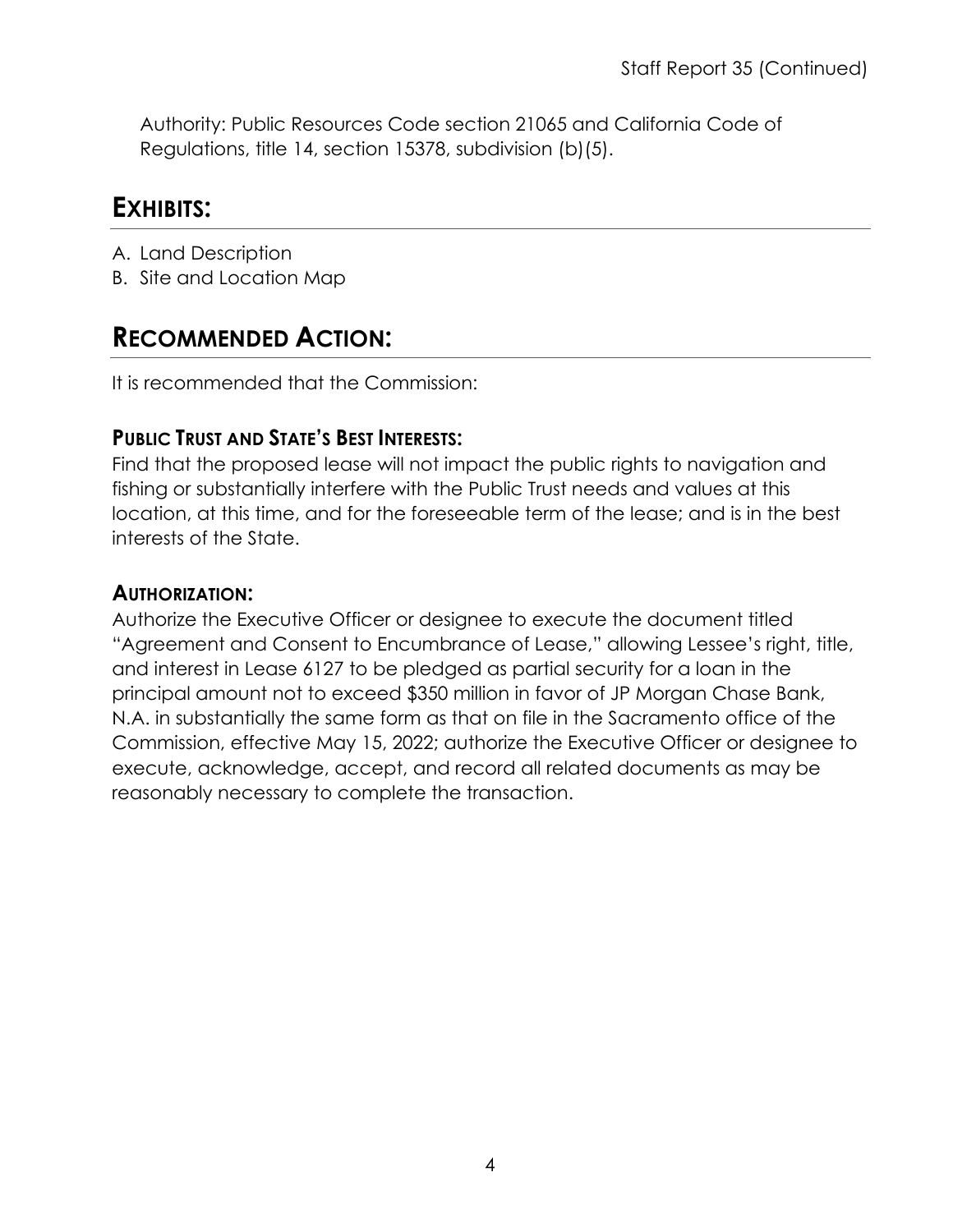Authority: Public Resources Code section 21065 and California Code of Regulations, title 14, section 15378, subdivision (b)(5).

## EXHIBITS:

A. Land Description
B. Site and Location Map

## RECOMMENDED ACTION:

It is recommended that the Commission:

### PUBLIC TRUST AND STATE'S BEST INTERESTS:

Find that the proposed lease will not impact the public rights to navigation and fishing or substantially interfere with the Public Trust needs and values at this location, at this time, and for the foreseeable term of the lease; and is in the best interests of the State.

### AUTHORIZATION:

Authorize the Executive Officer or designee to execute the document titled "Agreement and Consent to Encumbrance of Lease," allowing Lessee's right, title, and interest in Lease 6127 to be pledged as partial security for a loan in the principal amount not to exceed $350 million in favor of JP Morgan Chase Bank, N.A. in substantially the same form as that on file in the Sacramento office of the Commission, effective May 15, 2022; authorize the Executive Officer or designee to execute, acknowledge, accept, and record all related documents as may be reasonably necessary to complete the transaction.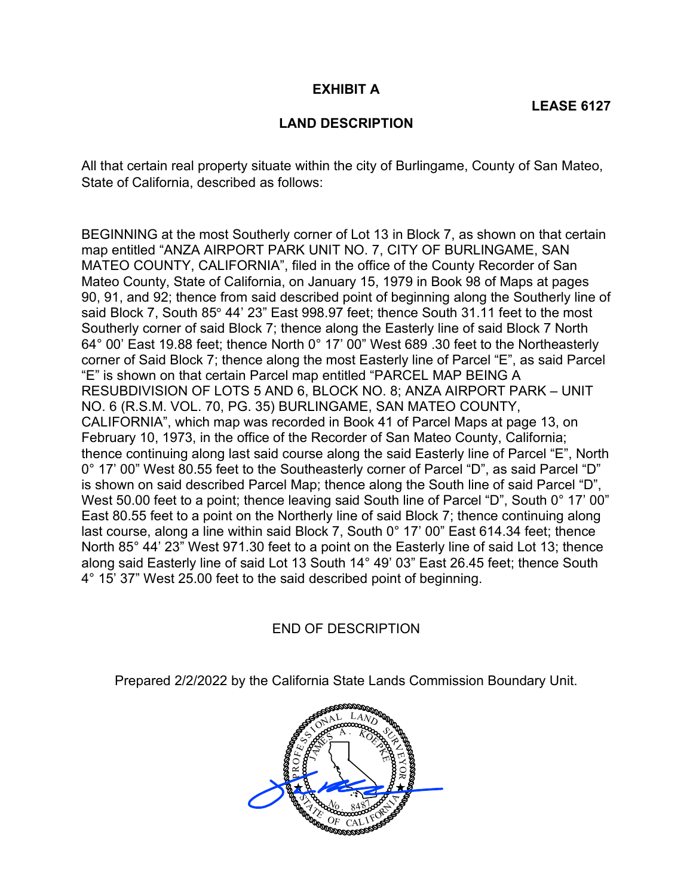# EXHIBIT A

**LEASE 6127**

## LAND DESCRIPTION

All that certain real property situate within the city of Burlingame, County of San Mateo, State of California, described as follows:

BEGINNING at the most Southerly corner of Lot 13 in Block 7, as shown on that certain map entitled "ANZA AIRPORT PARK UNIT NO. 7, CITY OF BURLINGAME, SAN MATEO COUNTY, CALIFORNIA", filed in the office of the County Recorder of San Mateo County, State of California, on January 15, 1979 in Book 98 of Maps at pages 90, 91, and 92; thence from said described point of beginning along the Southerly line of said Block 7, South 85° 44' 23" East 998.97 feet; thence South 31.11 feet to the most Southerly corner of said Block 7; thence along the Easterly line of said Block 7 North 64° 00' East 19.88 feet; thence North 0° 17' 00" West 689 .30 feet to the Northeasterly corner of Said Block 7; thence along the most Easterly line of Parcel "E", as said Parcel "E" is shown on that certain Parcel map entitled "PARCEL MAP BEING A RESUBDIVISION OF LOTS 5 AND 6, BLOCK NO. 8; ANZA AIRPORT PARK – UNIT NO. 6 (R.S.M. VOL. 70, PG. 35) BURLINGAME, SAN MATEO COUNTY, CALIFORNIA", which map was recorded in Book 41 of Parcel Maps at page 13, on February 10, 1973, in the office of the Recorder of San Mateo County, California; thence continuing along last said course along the said Easterly line of Parcel "E", North 0° 17' 00" West 80.55 feet to the Southeasterly corner of Parcel "D", as said Parcel "D" is shown on said described Parcel Map; thence along the South line of said Parcel "D", West 50.00 feet to a point; thence leaving said South line of Parcel "D", South 0° 17' 00" East 80.55 feet to a point on the Northerly line of said Block 7; thence continuing along last course, along a line within said Block 7, South 0° 17' 00" East 614.34 feet; thence North 85° 44' 23" West 971.30 feet to a point on the Easterly line of said Lot 13; thence along said Easterly line of said Lot 13 South 14° 49' 03" East 26.45 feet; thence South 4° 15' 37" West 25.00 feet to the said described point of beginning.

END OF DESCRIPTION

Prepared 2/2/2022 by the California State Lands Commission Boundary Unit.

PROFESSIONAL LAND SURVEYOR
JAMES A. KOEPKE
No. 8487
STATE OF CALIFORNIA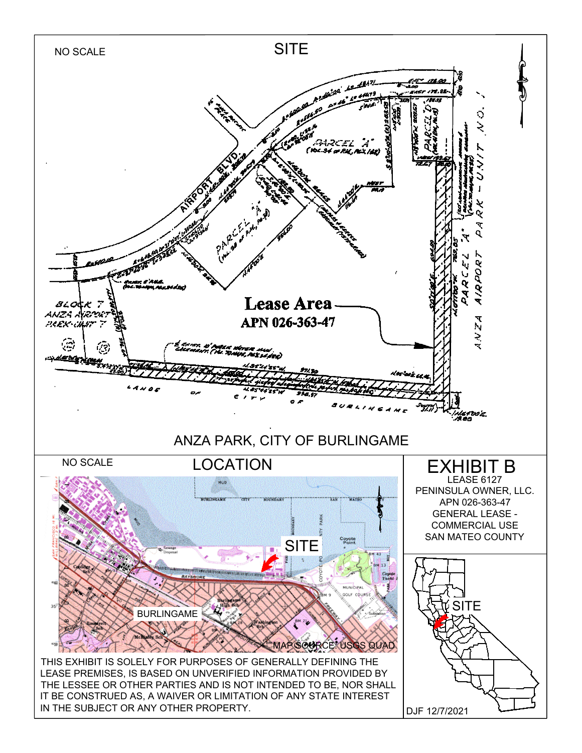NO SCALE

# SITE

**Lease Area**
**APN 026-363-47**

ANZA PARK, CITY OF BURLINGAME

NO SCALE

## LOCATION

SITE

BURLINGAME

MAP SOURCE: USGS QUAD

THIS EXHIBIT IS SOLELY FOR PURPOSES OF GENERALLY DEFINING THE LEASE PREMISES, IS BASED ON UNVERIFIED INFORMATION PROVIDED BY THE LESSEE OR OTHER PARTIES AND IS NOT INTENDED TO BE, NOR SHALL IT BE CONSTRUED AS, A WAIVER OR LIMITATION OF ANY STATE INTEREST IN THE SUBJECT OR ANY OTHER PROPERTY.

# EXHIBIT B

LEASE 6127
PENINSULA OWNER, LLC.
APN 026-363-47
GENERAL LEASE - COMMERCIAL USE
SAN MATEO COUNTY

SITE

DJF 12/7/2021